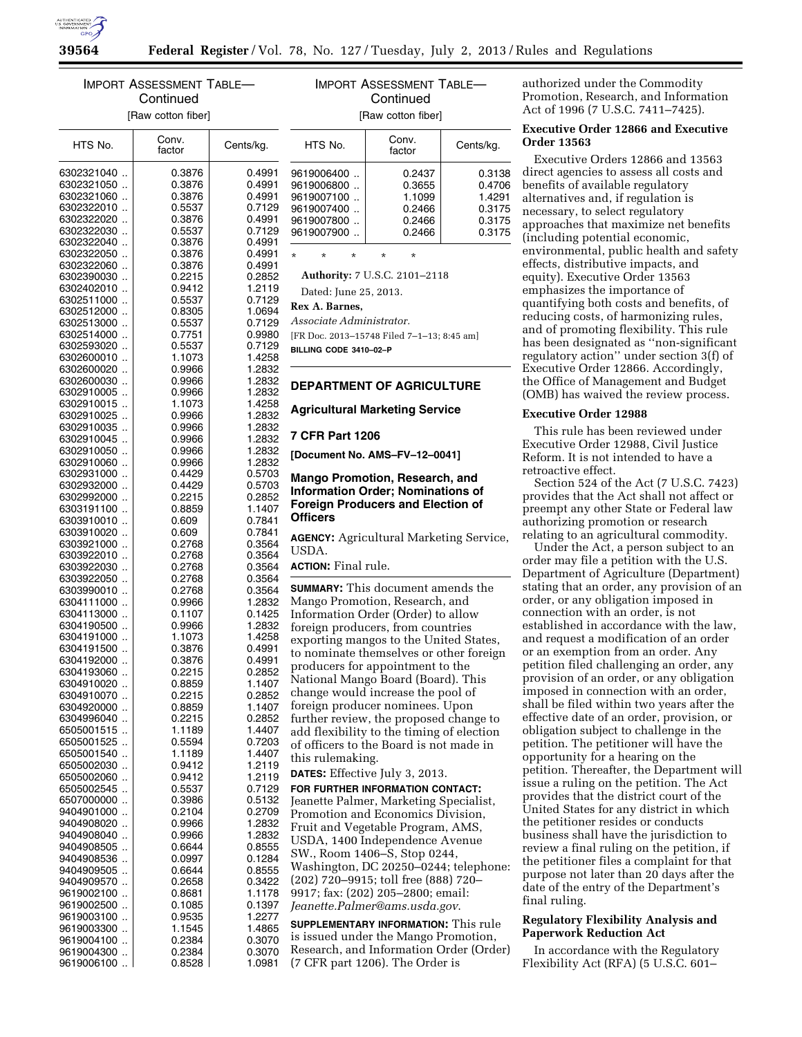IMPORT ASSESSMENT TABLE—Continued

[Raw cotton fiber]

| HTS No. | Conv. factor | Cents/kg. |
| --- | --- | --- |
| 6302321040 .. | 0.3876 | 0.4991 |
| 6302321050 .. | 0.3876 | 0.4991 |
| 6302321060 .. | 0.3876 | 0.4991 |
| 6302322010 .. | 0.5537 | 0.7129 |
| 6302322020 .. | 0.3876 | 0.4991 |
| 6302322030 .. | 0.5537 | 0.7129 |
| 6302322040 .. | 0.3876 | 0.4991 |
| 6302322050 .. | 0.3876 | 0.4991 |
| 6302322060 .. | 0.3876 | 0.4991 |
| 6302390030 .. | 0.2215 | 0.2852 |
| 6302402010 .. | 0.9412 | 1.2119 |
| 6302511000 .. | 0.5537 | 0.7129 |
| 6302512000 .. | 0.8305 | 1.0694 |
| 6302513000 .. | 0.5537 | 0.7129 |
| 6302514000 .. | 0.7751 | 0.9980 |
| 6302593020 .. | 0.5537 | 0.7129 |
| 6302600010 .. | 1.1073 | 1.4258 |
| 6302600020 .. | 0.9966 | 1.2832 |
| 6302600030 .. | 0.9966 | 1.2832 |
| 6302910005 .. | 0.9966 | 1.2832 |
| 6302910015 .. | 1.1073 | 1.4258 |
| 6302910025 .. | 0.9966 | 1.2832 |
| 6302910035 .. | 0.9966 | 1.2832 |
| 6302910045 .. | 0.9966 | 1.2832 |
| 6302910050 .. | 0.9966 | 1.2832 |
| 6302910060 .. | 0.9966 | 1.2832 |
| 6302931000 .. | 0.4429 | 0.5703 |
| 6302932000 .. | 0.4429 | 0.5703 |
| 6302992000 .. | 0.2215 | 0.2852 |
| 6303191100 .. | 0.8859 | 1.1407 |
| 6303910010 .. | 0.609 | 0.7841 |
| 6303910020 .. | 0.609 | 0.7841 |
| 6303921000 .. | 0.2768 | 0.3564 |
| 6303922010 .. | 0.2768 | 0.3564 |
| 6303922030 .. | 0.2768 | 0.3564 |
| 6303922050 .. | 0.2768 | 0.3564 |
| 6303990010 .. | 0.2768 | 0.3564 |
| 6304111000 .. | 0.9966 | 1.2832 |
| 6304113000 .. | 0.1107 | 0.1425 |
| 6304190500 .. | 0.9966 | 1.2832 |
| 6304191000 .. | 1.1073 | 1.4258 |
| 6304191500 .. | 0.3876 | 0.4991 |
| 6304192000 .. | 0.3876 | 0.4991 |
| 6304193060 .. | 0.2215 | 0.2852 |
| 6304910020 .. | 0.8859 | 1.1407 |
| 6304910070 .. | 0.2215 | 0.2852 |
| 6304920000 .. | 0.8859 | 1.1407 |
| 6304996040 .. | 0.2215 | 0.2852 |
| 6505001515 .. | 1.1189 | 1.4407 |
| 6505001525 .. | 0.5594 | 0.7203 |
| 6505001540 .. | 1.1189 | 1.4407 |
| 6505002030 .. | 0.9412 | 1.2119 |
| 6505002060 .. | 0.9412 | 1.2119 |
| 6505002545 .. | 0.5537 | 0.7129 |
| 6507000000 .. | 0.3986 | 0.5132 |
| 9404901000 .. | 0.2104 | 0.2709 |
| 9404908020 .. | 0.9966 | 1.2832 |
| 9404908040 .. | 0.9966 | 1.2832 |
| 9404908505 .. | 0.6644 | 0.8555 |
| 9404908536 .. | 0.0997 | 0.1284 |
| 9404909505 .. | 0.6644 | 0.8555 |
| 9404909570 .. | 0.2658 | 0.3422 |
| 9619002100 .. | 0.8681 | 1.1178 |
| 9619002500 .. | 0.1085 | 0.1397 |
| 9619003100 .. | 0.9535 | 1.2277 |
| 9619003300 .. | 1.1545 | 1.4865 |
| 9619004100 .. | 0.2384 | 0.3070 |
| 9619004300 .. | 0.2384 | 0.3070 |
| 9619006100 .. | 0.8528 | 1.0981 |
| 9619006400 .. | 0.2437 | 0.3138 |
| 9619006800 .. | 0.3655 | 0.4706 |
| 9619007100 .. | 1.1099 | 1.4291 |
| 9619007400 .. | 0.2466 | 0.3175 |
| 9619007800 .. | 0.2466 | 0.3175 |
| 9619007900 .. | 0.2466 | 0.3175 |

\* \* \* \* \*

**Authority:** 7 U.S.C. 2101–2118

Dated: June 25, 2013.

**Rex A. Barnes,**

*Associate Administrator.*

[FR Doc. 2013–15748 Filed 7–1–13; 8:45 am]

**BILLING CODE 3410–02–P**

## DEPARTMENT OF AGRICULTURE

### Agricultural Marketing Service

### 7 CFR Part 1206

**[Document No. AMS–FV–12–0041]**

### Mango Promotion, Research, and Information Order; Nominations of Foreign Producers and Election of Officers

**AGENCY:** Agricultural Marketing Service, USDA.

**ACTION:** Final rule.

**SUMMARY:** This document amends the Mango Promotion, Research, and Information Order (Order) to allow foreign producers, from countries exporting mangos to the United States, to nominate themselves or other foreign producers for appointment to the National Mango Board (Board). This change would increase the pool of foreign producer nominees. Upon further review, the proposed change to add flexibility to the timing of election of officers to the Board is not made in this rulemaking.

**DATES:** Effective July 3, 2013.

**FOR FURTHER INFORMATION CONTACT:** Jeanette Palmer, Marketing Specialist, Promotion and Economics Division, Fruit and Vegetable Program, AMS, USDA, 1400 Independence Avenue SW., Room 1406–S, Stop 0244, Washington, DC 20250–0244; telephone: (202) 720–9915; toll free (888) 720–9917; fax: (202) 205–2800; email: *Jeanette.Palmer@ams.usda.gov*.

**SUPPLEMENTARY INFORMATION:** This rule is issued under the Mango Promotion, Research, and Information Order (Order) (7 CFR part 1206). The Order is authorized under the Commodity Promotion, Research, and Information Act of 1996 (7 U.S.C. 7411–7425).

#### Executive Order 12866 and Executive Order 13563

Executive Orders 12866 and 13563 direct agencies to assess all costs and benefits of available regulatory alternatives and, if regulation is necessary, to select regulatory approaches that maximize net benefits (including potential economic, environmental, public health and safety effects, distributive impacts, and equity). Executive Order 13563 emphasizes the importance of quantifying both costs and benefits, of reducing costs, of harmonizing rules, and of promoting flexibility. This rule has been designated as ''non-significant regulatory action'' under section 3(f) of Executive Order 12866. Accordingly, the Office of Management and Budget (OMB) has waived the review process.

#### Executive Order 12988

This rule has been reviewed under Executive Order 12988, Civil Justice Reform. It is not intended to have a retroactive effect.

Section 524 of the Act (7 U.S.C. 7423) provides that the Act shall not affect or preempt any other State or Federal law authorizing promotion or research relating to an agricultural commodity.

Under the Act, a person subject to an order may file a petition with the U.S. Department of Agriculture (Department) stating that an order, any provision of an order, or any obligation imposed in connection with an order, is not established in accordance with the law, and request a modification of an order or an exemption from an order. Any petition filed challenging an order, any provision of an order, or any obligation imposed in connection with an order, shall be filed within two years after the effective date of an order, provision, or obligation subject to challenge in the petition. The petitioner will have the opportunity for a hearing on the petition. Thereafter, the Department will issue a ruling on the petition. The Act provides that the district court of the United States for any district in which the petitioner resides or conducts business shall have the jurisdiction to review a final ruling on the petition, if the petitioner files a complaint for that purpose not later than 20 days after the date of the entry of the Department's final ruling.

#### Regulatory Flexibility Analysis and Paperwork Reduction Act

In accordance with the Regulatory Flexibility Act (RFA) (5 U.S.C. 601–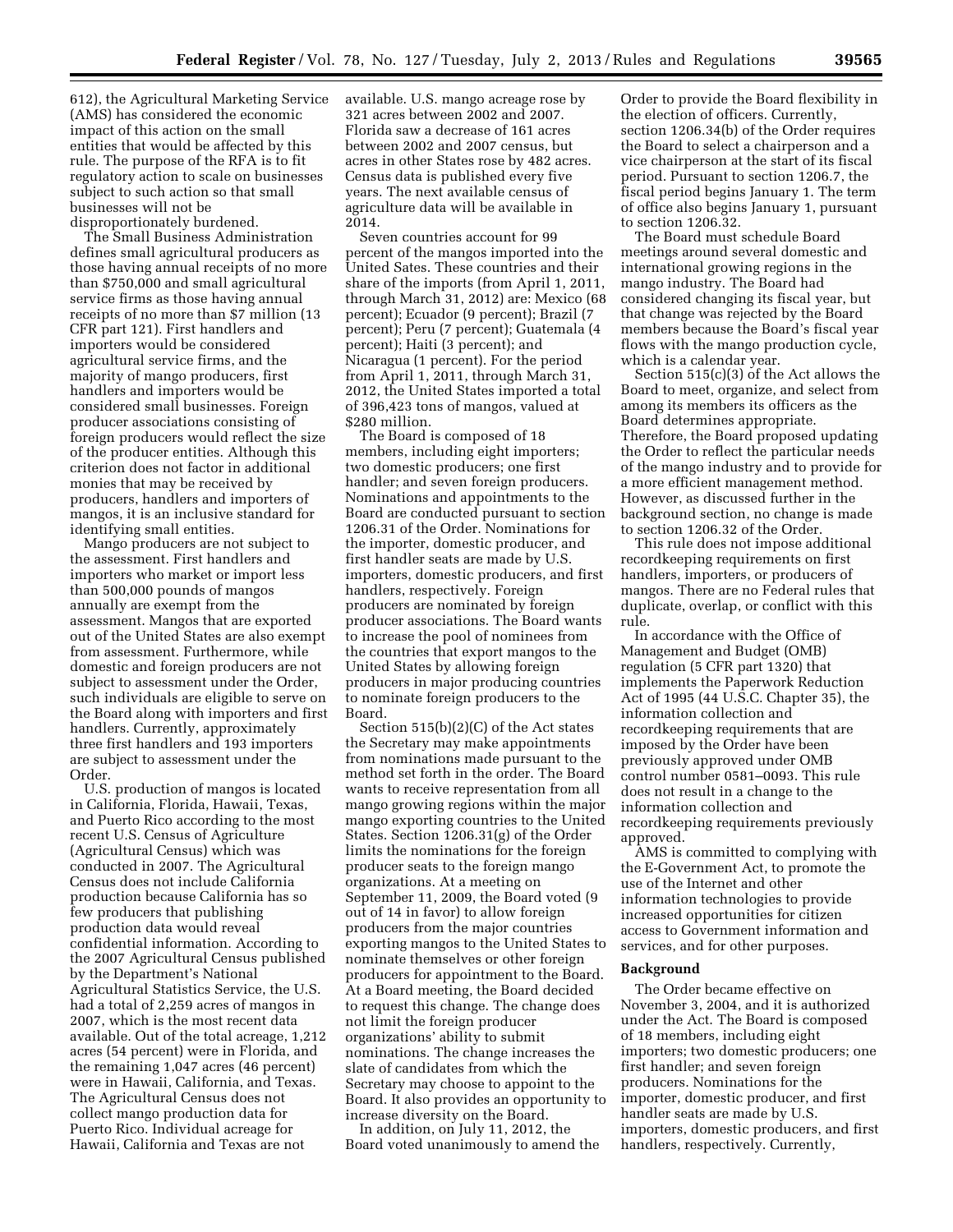612), the Agricultural Marketing Service (AMS) has considered the economic impact of this action on the small entities that would be affected by this rule. The purpose of the RFA is to fit regulatory action to scale on businesses subject to such action so that small businesses will not be disproportionately burdened.

The Small Business Administration defines small agricultural producers as those having annual receipts of no more than $750,000 and small agricultural service firms as those having annual receipts of no more than $7 million (13 CFR part 121). First handlers and importers would be considered agricultural service firms, and the majority of mango producers, first handlers and importers would be considered small businesses. Foreign producer associations consisting of foreign producers would reflect the size of the producer entities. Although this criterion does not factor in additional monies that may be received by producers, handlers and importers of mangos, it is an inclusive standard for identifying small entities.

Mango producers are not subject to the assessment. First handlers and importers who market or import less than 500,000 pounds of mangos annually are exempt from the assessment. Mangos that are exported out of the United States are also exempt from assessment. Furthermore, while domestic and foreign producers are not subject to assessment under the Order, such individuals are eligible to serve on the Board along with importers and first handlers. Currently, approximately three first handlers and 193 importers are subject to assessment under the Order.

U.S. production of mangos is located in California, Florida, Hawaii, Texas, and Puerto Rico according to the most recent U.S. Census of Agriculture (Agricultural Census) which was conducted in 2007. The Agricultural Census does not include California production because California has so few producers that publishing production data would reveal confidential information. According to the 2007 Agricultural Census published by the Department's National Agricultural Statistics Service, the U.S. had a total of 2,259 acres of mangos in 2007, which is the most recent data available. Out of the total acreage, 1,212 acres (54 percent) were in Florida, and the remaining 1,047 acres (46 percent) were in Hawaii, California, and Texas. The Agricultural Census does not collect mango production data for Puerto Rico. Individual acreage for Hawaii, California and Texas are not available. U.S. mango acreage rose by 321 acres between 2002 and 2007. Florida saw a decrease of 161 acres between 2002 and 2007 census, but acres in other States rose by 482 acres. Census data is published every five years. The next available census of agriculture data will be available in 2014.

Seven countries account for 99 percent of the mangos imported into the United Sates. These countries and their share of the imports (from April 1, 2011, through March 31, 2012) are: Mexico (68 percent); Ecuador (9 percent); Brazil (7 percent); Peru (7 percent); Guatemala (4 percent); Haiti (3 percent); and Nicaragua (1 percent). For the period from April 1, 2011, through March 31, 2012, the United States imported a total of 396,423 tons of mangos, valued at $280 million.

The Board is composed of 18 members, including eight importers; two domestic producers; one first handler; and seven foreign producers. Nominations and appointments to the Board are conducted pursuant to section 1206.31 of the Order. Nominations for the importer, domestic producer, and first handler seats are made by U.S. importers, domestic producers, and first handlers, respectively. Foreign producers are nominated by foreign producer associations. The Board wants to increase the pool of nominees from the countries that export mangos to the United States by allowing foreign producers in major producing countries to nominate foreign producers to the Board.

Section 515(b)(2)(C) of the Act states the Secretary may make appointments from nominations made pursuant to the method set forth in the order. The Board wants to receive representation from all mango growing regions within the major mango exporting countries to the United States. Section 1206.31(g) of the Order limits the nominations for the foreign producer seats to the foreign mango organizations. At a meeting on September 11, 2009, the Board voted (9 out of 14 in favor) to allow foreign producers from the major countries exporting mangos to the United States to nominate themselves or other foreign producers for appointment to the Board. At a Board meeting, the Board decided to request this change. The change does not limit the foreign producer organizations' ability to submit nominations. The change increases the slate of candidates from which the Secretary may choose to appoint to the Board. It also provides an opportunity to increase diversity on the Board.

In addition, on July 11, 2012, the Board voted unanimously to amend the Order to provide the Board flexibility in the election of officers. Currently, section 1206.34(b) of the Order requires the Board to select a chairperson and a vice chairperson at the start of its fiscal period. Pursuant to section 1206.7, the fiscal period begins January 1. The term of office also begins January 1, pursuant to section 1206.32.

The Board must schedule Board meetings around several domestic and international growing regions in the mango industry. The Board had considered changing its fiscal year, but that change was rejected by the Board members because the Board's fiscal year flows with the mango production cycle, which is a calendar year.

Section 515(c)(3) of the Act allows the Board to meet, organize, and select from among its members its officers as the Board determines appropriate. Therefore, the Board proposed updating the Order to reflect the particular needs of the mango industry and to provide for a more efficient management method. However, as discussed further in the background section, no change is made to section 1206.32 of the Order.

This rule does not impose additional recordkeeping requirements on first handlers, importers, or producers of mangos. There are no Federal rules that duplicate, overlap, or conflict with this rule.

In accordance with the Office of Management and Budget (OMB) regulation (5 CFR part 1320) that implements the Paperwork Reduction Act of 1995 (44 U.S.C. Chapter 35), the information collection and recordkeeping requirements that are imposed by the Order have been previously approved under OMB control number 0581–0093. This rule does not result in a change to the information collection and recordkeeping requirements previously approved.

AMS is committed to complying with the E-Government Act, to promote the use of the Internet and other information technologies to provide increased opportunities for citizen access to Government information and services, and for other purposes.

**Background**

The Order became effective on November 3, 2004, and it is authorized under the Act. The Board is composed of 18 members, including eight importers; two domestic producers; one first handler; and seven foreign producers. Nominations for the importer, domestic producer, and first handler seats are made by U.S. importers, domestic producers, and first handlers, respectively. Currently,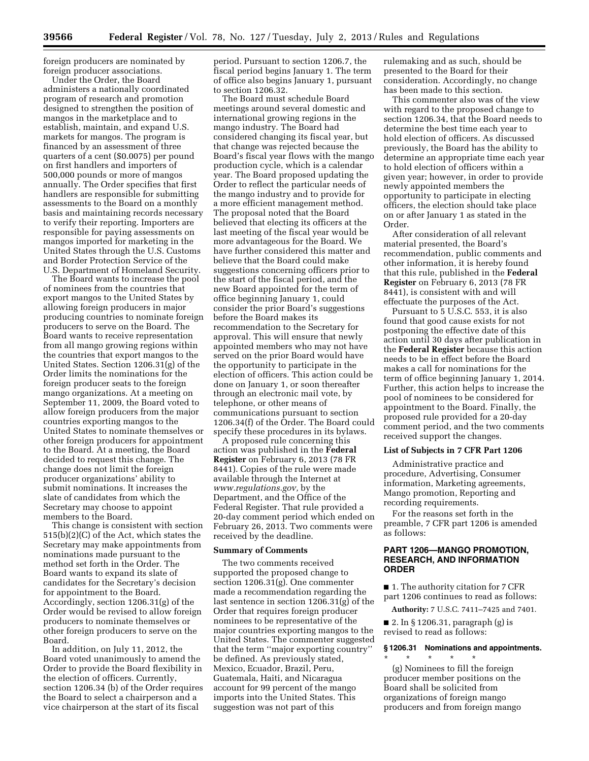foreign producers are nominated by foreign producer associations.

Under the Order, the Board administers a nationally coordinated program of research and promotion designed to strengthen the position of mangos in the marketplace and to establish, maintain, and expand U.S. markets for mangos. The program is financed by an assessment of three quarters of a cent ($0.0075) per pound on first handlers and importers of 500,000 pounds or more of mangos annually. The Order specifies that first handlers are responsible for submitting assessments to the Board on a monthly basis and maintaining records necessary to verify their reporting. Importers are responsible for paying assessments on mangos imported for marketing in the United States through the U.S. Customs and Border Protection Service of the U.S. Department of Homeland Security.

The Board wants to increase the pool of nominees from the countries that export mangos to the United States by allowing foreign producers in major producing countries to nominate foreign producers to serve on the Board. The Board wants to receive representation from all mango growing regions within the countries that export mangos to the United States. Section 1206.31(g) of the Order limits the nominations for the foreign producer seats to the foreign mango organizations. At a meeting on September 11, 2009, the Board voted to allow foreign producers from the major countries exporting mangos to the United States to nominate themselves or other foreign producers for appointment to the Board. At a meeting, the Board decided to request this change. The change does not limit the foreign producer organizations' ability to submit nominations. It increases the slate of candidates from which the Secretary may choose to appoint members to the Board.

This change is consistent with section 515(b)(2)(C) of the Act, which states the Secretary may make appointments from nominations made pursuant to the method set forth in the Order. The Board wants to expand its slate of candidates for the Secretary's decision for appointment to the Board. Accordingly, section 1206.31(g) of the Order would be revised to allow foreign producers to nominate themselves or other foreign producers to serve on the Board.

In addition, on July 11, 2012, the Board voted unanimously to amend the Order to provide the Board flexibility in the election of officers. Currently, section 1206.34 (b) of the Order requires the Board to select a chairperson and a vice chairperson at the start of its fiscal period. Pursuant to section 1206.7, the fiscal period begins January 1. The term of office also begins January 1, pursuant to section 1206.32.

The Board must schedule Board meetings around several domestic and international growing regions in the mango industry. The Board had considered changing its fiscal year, but that change was rejected because the Board's fiscal year flows with the mango production cycle, which is a calendar year. The Board proposed updating the Order to reflect the particular needs of the mango industry and to provide for a more efficient management method. The proposal noted that the Board believed that electing its officers at the last meeting of the fiscal year would be more advantageous for the Board. We have further considered this matter and believe that the Board could make suggestions concerning officers prior to the start of the fiscal period, and the new Board appointed for the term of office beginning January 1, could consider the prior Board's suggestions before the Board makes its recommendation to the Secretary for approval. This will ensure that newly appointed members who may not have served on the prior Board would have the opportunity to participate in the election of officers. This action could be done on January 1, or soon thereafter through an electronic mail vote, by telephone, or other means of communications pursuant to section 1206.34(f) of the Order. The Board could specify these procedures in its bylaws.

A proposed rule concerning this action was published in the **Federal Register** on February 6, 2013 (78 FR 8441). Copies of the rule were made available through the Internet at *www.regulations.gov,* by the Department, and the Office of the Federal Register. That rule provided a 20-day comment period which ended on February 26, 2013. Two comments were received by the deadline.

## Summary of Comments

The two comments received supported the proposed change to section 1206.31(g). One commenter made a recommendation regarding the last sentence in section 1206.31(g) of the Order that requires foreign producer nominees to be representative of the major countries exporting mangos to the United States. The commenter suggested that the term "major exporting country" be defined. As previously stated, Mexico, Ecuador, Brazil, Peru, Guatemala, Haiti, and Nicaragua account for 99 percent of the mango imports into the United States. This suggestion was not part of this rulemaking and as such, should be presented to the Board for their consideration. Accordingly, no change has been made to this section.

This commenter also was of the view with regard to the proposed change to section 1206.34, that the Board needs to determine the best time each year to hold election of officers. As discussed previously, the Board has the ability to determine an appropriate time each year to hold election of officers within a given year; however, in order to provide newly appointed members the opportunity to participate in electing officers, the election should take place on or after January 1 as stated in the Order.

After consideration of all relevant material presented, the Board's recommendation, public comments and other information, it is hereby found that this rule, published in the **Federal Register** on February 6, 2013 (78 FR 8441), is consistent with and will effectuate the purposes of the Act.

Pursuant to 5 U.S.C. 553, it is also found that good cause exists for not postponing the effective date of this action until 30 days after publication in the **Federal Register** because this action needs to be in effect before the Board makes a call for nominations for the term of office beginning January 1, 2014. Further, this action helps to increase the pool of nominees to be considered for appointment to the Board. Finally, the proposed rule provided for a 20-day comment period, and the two comments received support the changes.

## List of Subjects in 7 CFR Part 1206

Administrative practice and procedure, Advertising, Consumer information, Marketing agreements, Mango promotion, Reporting and recording requirements.

For the reasons set forth in the preamble, 7 CFR part 1206 is amended as follows:

## PART 1206—MANGO PROMOTION, RESEARCH, AND INFORMATION ORDER

■ 1. The authority citation for 7 CFR part 1206 continues to read as follows:

**Authority:** 7 U.S.C. 7411–7425 and 7401.

■ 2. In § 1206.31, paragraph (g) is revised to read as follows:

### § 1206.31 Nominations and appointments.

\* \* \* \* \*

(g) Nominees to fill the foreign producer member positions on the Board shall be solicited from organizations of foreign mango producers and from foreign mango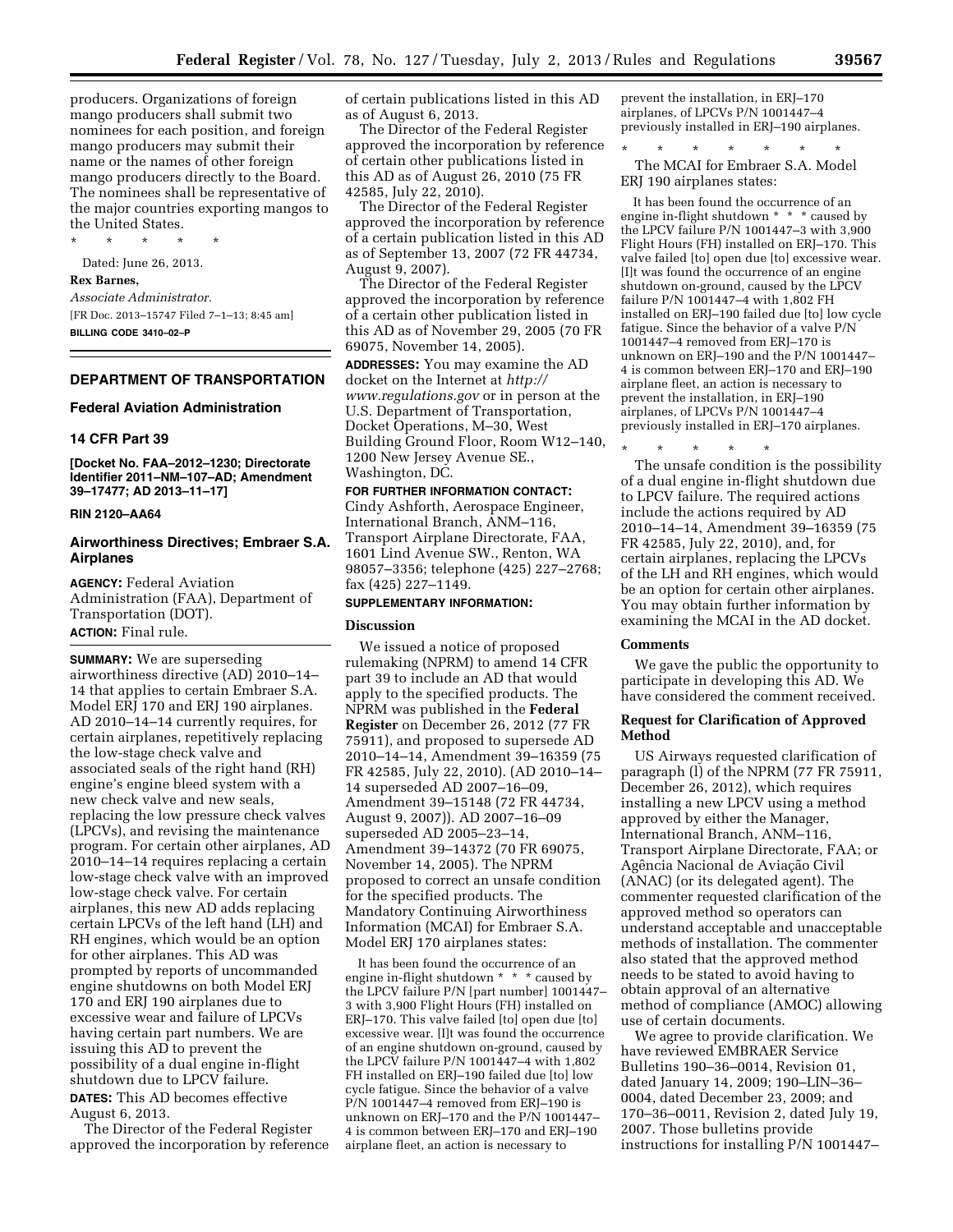producers. Organizations of foreign mango producers shall submit two nominees for each position, and foreign mango producers may submit their name or the names of other foreign mango producers directly to the Board. The nominees shall be representative of the major countries exporting mangos to the United States.

\* \* \* \* \*

Dated: June 26, 2013.

**Rex Barnes,**

*Associate Administrator.*

[FR Doc. 2013–15747 Filed 7–1–13; 8:45 am]

**BILLING CODE 3410–02–P**

---

## DEPARTMENT OF TRANSPORTATION

### Federal Aviation Administration

### 14 CFR Part 39

**[Docket No. FAA–2012–1230; Directorate Identifier 2011–NM–107–AD; Amendment 39–17477; AD 2013–11–17]**

**RIN 2120–AA64**

### Airworthiness Directives; Embraer S.A. Airplanes

**AGENCY:** Federal Aviation Administration (FAA), Department of Transportation (DOT).

**ACTION:** Final rule.

**SUMMARY:** We are superseding airworthiness directive (AD) 2010–14–14 that applies to certain Embraer S.A. Model ERJ 170 and ERJ 190 airplanes. AD 2010–14–14 currently requires, for certain airplanes, repetitively replacing the low-stage check valve and associated seals of the right hand (RH) engine's engine bleed system with a new check valve and new seals, replacing the low pressure check valves (LPCVs), and revising the maintenance program. For certain other airplanes, AD 2010–14–14 requires replacing a certain low-stage check valve with an improved low-stage check valve. For certain airplanes, this new AD adds replacing certain LPCVs of the left hand (LH) and RH engines, which would be an option for other airplanes. This AD was prompted by reports of uncommanded engine shutdowns on both Model ERJ 170 and ERJ 190 airplanes due to excessive wear and failure of LPCVs having certain part numbers. We are issuing this AD to prevent the possibility of a dual engine in-flight shutdown due to LPCV failure.

**DATES:** This AD becomes effective August 6, 2013.

The Director of the Federal Register approved the incorporation by reference of certain publications listed in this AD as of August 6, 2013.

The Director of the Federal Register approved the incorporation by reference of certain other publications listed in this AD as of August 26, 2010 (75 FR 42585, July 22, 2010).

The Director of the Federal Register approved the incorporation by reference of a certain publication listed in this AD as of September 13, 2007 (72 FR 44734, August 9, 2007).

The Director of the Federal Register approved the incorporation by reference of a certain other publication listed in this AD as of November 29, 2005 (70 FR 69075, November 14, 2005).

**ADDRESSES:** You may examine the AD docket on the Internet at *http://www.regulations.gov* or in person at the U.S. Department of Transportation, Docket Operations, M–30, West Building Ground Floor, Room W12–140, 1200 New Jersey Avenue SE., Washington, DC.

**FOR FURTHER INFORMATION CONTACT:** Cindy Ashforth, Aerospace Engineer, International Branch, ANM–116, Transport Airplane Directorate, FAA, 1601 Lind Avenue SW., Renton, WA 98057–3356; telephone (425) 227–2768; fax (425) 227–1149.

**SUPPLEMENTARY INFORMATION:**

#### Discussion

We issued a notice of proposed rulemaking (NPRM) to amend 14 CFR part 39 to include an AD that would apply to the specified products. The NPRM was published in the **Federal Register** on December 26, 2012 (77 FR 75911), and proposed to supersede AD 2010–14–14, Amendment 39–16359 (75 FR 42585, July 22, 2010). (AD 2010–14–14 superseded AD 2007–16–09, Amendment 39–15148 (72 FR 44734, August 9, 2007)). AD 2007–16–09 superseded AD 2005–23–14, Amendment 39–14372 (70 FR 69075, November 14, 2005). The NPRM proposed to correct an unsafe condition for the specified products. The Mandatory Continuing Airworthiness Information (MCAI) for Embraer S.A. Model ERJ 170 airplanes states:

> It has been found the occurrence of an engine in-flight shutdown \* \* \* caused by the LPCV failure P/N [part number] 1001447–3 with 3,900 Flight Hours (FH) installed on ERJ–170. This valve failed [to] open due [to] excessive wear. [I]t was found the occurrence of an engine shutdown on-ground, caused by the LPCV failure P/N 1001447–4 with 1,802 FH installed on ERJ–190 failed due [to] low cycle fatigue. Since the behavior of a valve P/N 1001447–4 removed from ERJ–190 is unknown on ERJ–170 and the P/N 1001447–4 is common between ERJ–170 and ERJ–190 airplane fleet, an action is necessary to prevent the installation, in ERJ–170 airplanes, of LPCVs P/N 1001447–4 previously installed in ERJ–190 airplanes.
>
> \* \* \* \* \* \* \*

The MCAI for Embraer S.A. Model ERJ 190 airplanes states:

> It has been found the occurrence of an engine in-flight shutdown \* \* \* caused by the LPCV failure P/N 1001447–3 with 3,900 Flight Hours (FH) installed on ERJ–170. This valve failed [to] open due [to] excessive wear. [I]t was found the occurrence of an engine shutdown on-ground, caused by the LPCV failure P/N 1001447–4 with 1,802 FH installed on ERJ–190 failed due [to] low cycle fatigue. Since the behavior of a valve P/N 1001447–4 removed from ERJ–170 is unknown on ERJ–190 and the P/N 1001447–4 is common between ERJ–170 and ERJ–190 airplane fleet, an action is necessary to prevent the installation, in ERJ–190 airplanes, of LPCVs P/N 1001447–4 previously installed in ERJ–170 airplanes.
>
> \* \* \* \* \*

The unsafe condition is the possibility of a dual engine in-flight shutdown due to LPCV failure. The required actions include the actions required by AD 2010–14–14, Amendment 39–16359 (75 FR 42585, July 22, 2010), and, for certain airplanes, replacing the LPCVs of the LH and RH engines, which would be an option for certain other airplanes. You may obtain further information by examining the MCAI in the AD docket.

#### Comments

We gave the public the opportunity to participate in developing this AD. We have considered the comment received.

#### Request for Clarification of Approved Method

US Airways requested clarification of paragraph (l) of the NPRM (77 FR 75911, December 26, 2012), which requires installing a new LPCV using a method approved by either the Manager, International Branch, ANM–116, Transport Airplane Directorate, FAA; or Agência Nacional de Aviação Civil (ANAC) (or its delegated agent). The commenter requested clarification of the approved method so operators can understand acceptable and unacceptable methods of installation. The commenter also stated that the approved method needs to be stated to avoid having to obtain approval of an alternative method of compliance (AMOC) allowing use of certain documents.

We agree to provide clarification. We have reviewed EMBRAER Service Bulletins 190–36–0014, Revision 01, dated January 14, 2009; 190–LIN–36–0004, dated December 23, 2009; and 170–36–0011, Revision 2, dated July 19, 2007. Those bulletins provide instructions for installing P/N 1001447–